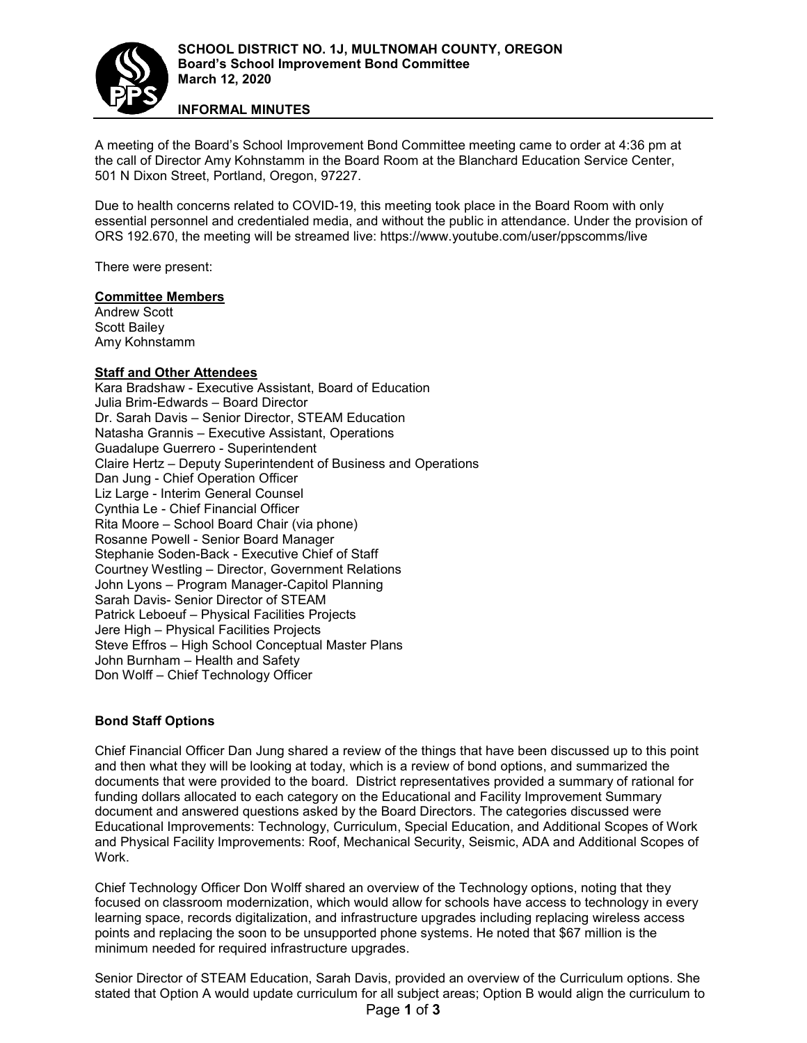**SCHOOL DISTRICT NO. 1J, MULTNOMAH COUNTY, OREGON**
**Board's School Improvement Bond Committee**
**March 12, 2020**

**INFORMAL MINUTES**

A meeting of the Board's School Improvement Bond Committee meeting came to order at 4:36 pm at the call of Director Amy Kohnstamm in the Board Room at the Blanchard Education Service Center, 501 N Dixon Street, Portland, Oregon, 97227.

Due to health concerns related to COVID-19, this meeting took place in the Board Room with only essential personnel and credentialed media, and without the public in attendance. Under the provision of ORS 192.670, the meeting will be streamed live: https://www.youtube.com/user/ppscomms/live

There were present:

**Committee Members**
Andrew Scott
Scott Bailey
Amy Kohnstamm

**Staff and Other Attendees**
Kara Bradshaw - Executive Assistant, Board of Education
Julia Brim-Edwards – Board Director
Dr. Sarah Davis – Senior Director, STEAM Education
Natasha Grannis – Executive Assistant, Operations
Guadalupe Guerrero - Superintendent
Claire Hertz – Deputy Superintendent of Business and Operations
Dan Jung - Chief Operation Officer
Liz Large - Interim General Counsel
Cynthia Le - Chief Financial Officer
Rita Moore – School Board Chair (via phone)
Rosanne Powell - Senior Board Manager
Stephanie Soden-Back - Executive Chief of Staff
Courtney Westling – Director, Government Relations
John Lyons – Program Manager-Capitol Planning
Sarah Davis- Senior Director of STEAM
Patrick Leboeuf – Physical Facilities Projects
Jere High – Physical Facilities Projects
Steve Effros – High School Conceptual Master Plans
John Burnham – Health and Safety
Don Wolff – Chief Technology Officer

**Bond Staff Options**

Chief Financial Officer Dan Jung shared a review of the things that have been discussed up to this point and then what they will be looking at today, which is a review of bond options, and summarized the documents that were provided to the board. District representatives provided a summary of rational for funding dollars allocated to each category on the Educational and Facility Improvement Summary document and answered questions asked by the Board Directors. The categories discussed were Educational Improvements: Technology, Curriculum, Special Education, and Additional Scopes of Work and Physical Facility Improvements: Roof, Mechanical Security, Seismic, ADA and Additional Scopes of Work.

Chief Technology Officer Don Wolff shared an overview of the Technology options, noting that they focused on classroom modernization, which would allow for schools have access to technology in every learning space, records digitalization, and infrastructure upgrades including replacing wireless access points and replacing the soon to be unsupported phone systems. He noted that $67 million is the minimum needed for required infrastructure upgrades.

Senior Director of STEAM Education, Sarah Davis, provided an overview of the Curriculum options. She stated that Option A would update curriculum for all subject areas; Option B would align the curriculum to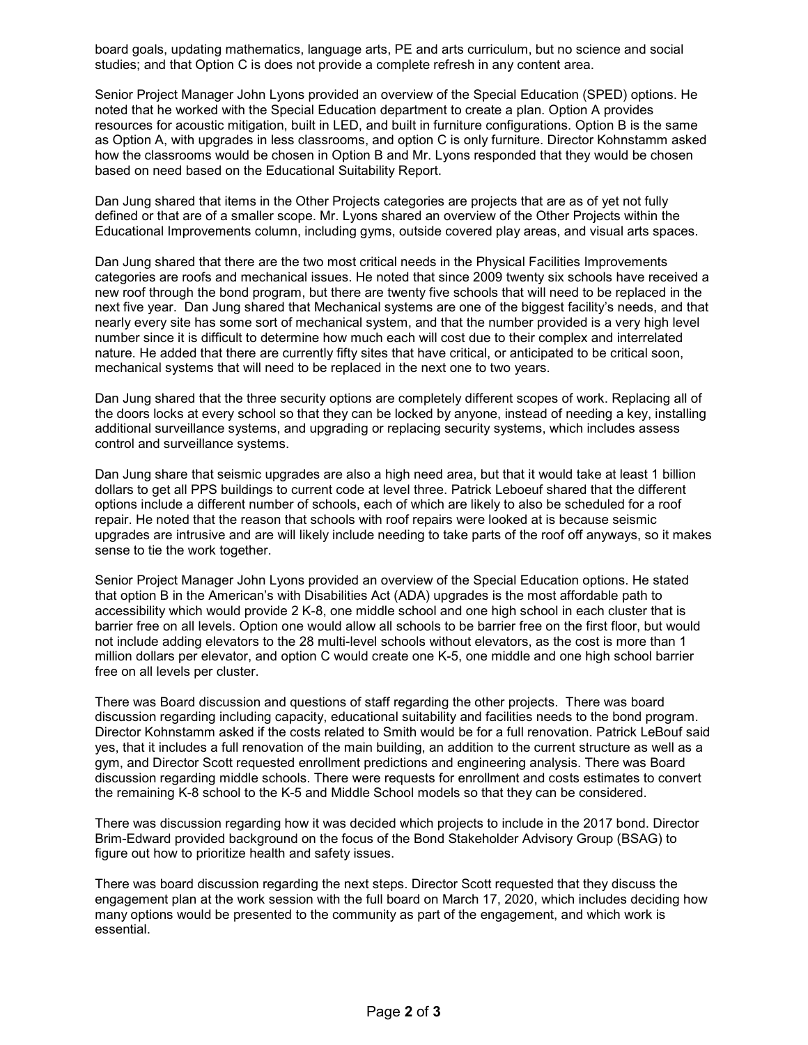board goals, updating mathematics, language arts, PE and arts curriculum, but no science and social studies; and that Option C is does not provide a complete refresh in any content area.

Senior Project Manager John Lyons provided an overview of the Special Education (SPED) options. He noted that he worked with the Special Education department to create a plan. Option A provides resources for acoustic mitigation, built in LED, and built in furniture configurations. Option B is the same as Option A, with upgrades in less classrooms, and option C is only furniture. Director Kohnstamm asked how the classrooms would be chosen in Option B and Mr. Lyons responded that they would be chosen based on need based on the Educational Suitability Report.

Dan Jung shared that items in the Other Projects categories are projects that are as of yet not fully defined or that are of a smaller scope. Mr. Lyons shared an overview of the Other Projects within the Educational Improvements column, including gyms, outside covered play areas, and visual arts spaces.

Dan Jung shared that there are the two most critical needs in the Physical Facilities Improvements categories are roofs and mechanical issues. He noted that since 2009 twenty six schools have received a new roof through the bond program, but there are twenty five schools that will need to be replaced in the next five year. Dan Jung shared that Mechanical systems are one of the biggest facility's needs, and that nearly every site has some sort of mechanical system, and that the number provided is a very high level number since it is difficult to determine how much each will cost due to their complex and interrelated nature. He added that there are currently fifty sites that have critical, or anticipated to be critical soon, mechanical systems that will need to be replaced in the next one to two years.

Dan Jung shared that the three security options are completely different scopes of work. Replacing all of the doors locks at every school so that they can be locked by anyone, instead of needing a key, installing additional surveillance systems, and upgrading or replacing security systems, which includes assess control and surveillance systems.

Dan Jung share that seismic upgrades are also a high need area, but that it would take at least 1 billion dollars to get all PPS buildings to current code at level three. Patrick Leboeuf shared that the different options include a different number of schools, each of which are likely to also be scheduled for a roof repair. He noted that the reason that schools with roof repairs were looked at is because seismic upgrades are intrusive and are will likely include needing to take parts of the roof off anyways, so it makes sense to tie the work together.

Senior Project Manager John Lyons provided an overview of the Special Education options. He stated that option B in the American's with Disabilities Act (ADA) upgrades is the most affordable path to accessibility which would provide 2 K-8, one middle school and one high school in each cluster that is barrier free on all levels. Option one would allow all schools to be barrier free on the first floor, but would not include adding elevators to the 28 multi-level schools without elevators, as the cost is more than 1 million dollars per elevator, and option C would create one K-5, one middle and one high school barrier free on all levels per cluster.

There was Board discussion and questions of staff regarding the other projects. There was board discussion regarding including capacity, educational suitability and facilities needs to the bond program. Director Kohnstamm asked if the costs related to Smith would be for a full renovation. Patrick LeBouf said yes, that it includes a full renovation of the main building, an addition to the current structure as well as a gym, and Director Scott requested enrollment predictions and engineering analysis. There was Board discussion regarding middle schools. There were requests for enrollment and costs estimates to convert the remaining K-8 school to the K-5 and Middle School models so that they can be considered.

There was discussion regarding how it was decided which projects to include in the 2017 bond. Director Brim-Edward provided background on the focus of the Bond Stakeholder Advisory Group (BSAG) to figure out how to prioritize health and safety issues.

There was board discussion regarding the next steps. Director Scott requested that they discuss the engagement plan at the work session with the full board on March 17, 2020, which includes deciding how many options would be presented to the community as part of the engagement, and which work is essential.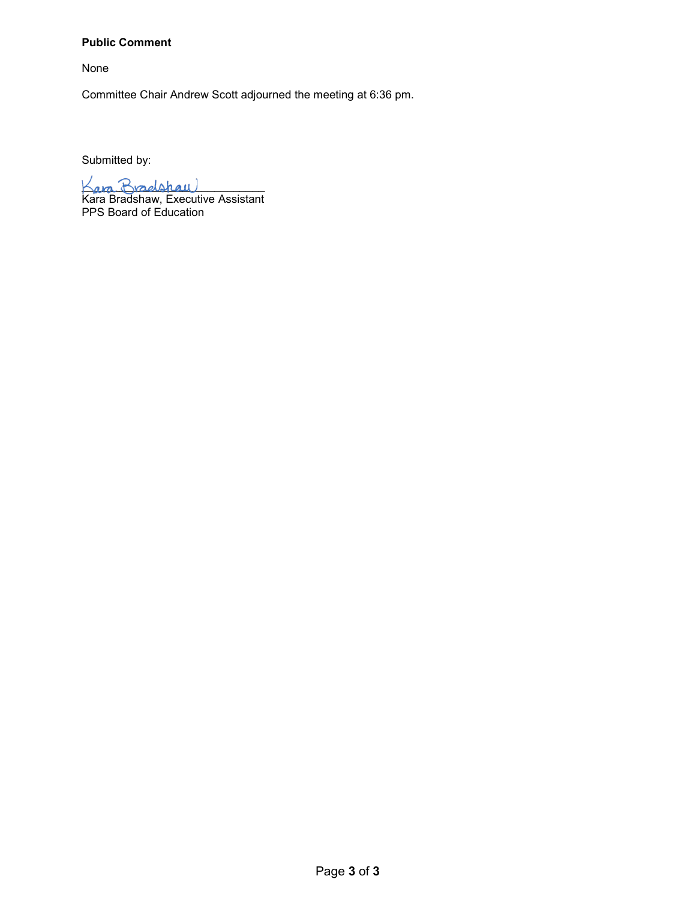**Public Comment**

None

Committee Chair Andrew Scott adjourned the meeting at 6:36 pm.

Submitted by:

Kara Bradshaw  
Kara Bradshaw, Executive Assistant  
PPS Board of Education